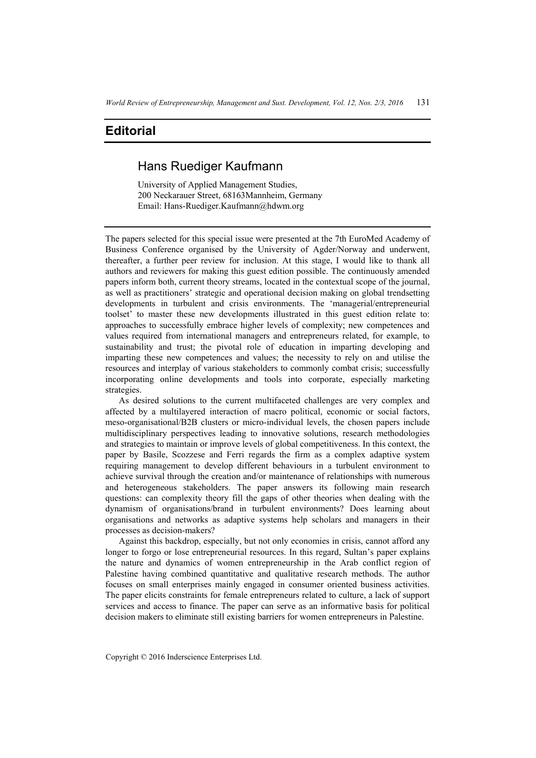# Editorial

## Hans Ruediger Kaufmann

University of Applied Management Studies,
200 Neckarauer Street, 68163Mannheim, Germany
Email: Hans-Ruediger.Kaufmann@hdwm.org

The papers selected for this special issue were presented at the 7th EuroMed Academy of Business Conference organised by the University of Agder/Norway and underwent, thereafter, a further peer review for inclusion. At this stage, I would like to thank all authors and reviewers for making this guest edition possible. The continuously amended papers inform both, current theory streams, located in the contextual scope of the journal, as well as practitioners' strategic and operational decision making on global trendsetting developments in turbulent and crisis environments. The 'managerial/entrepreneurial toolset' to master these new developments illustrated in this guest edition relate to: approaches to successfully embrace higher levels of complexity; new competences and values required from international managers and entrepreneurs related, for example, to sustainability and trust; the pivotal role of education in imparting developing and imparting these new competences and values; the necessity to rely on and utilise the resources and interplay of various stakeholders to commonly combat crisis; successfully incorporating online developments and tools into corporate, especially marketing strategies.

As desired solutions to the current multifaceted challenges are very complex and affected by a multilayered interaction of macro political, economic or social factors, meso-organisational/B2B clusters or micro-individual levels, the chosen papers include multidisciplinary perspectives leading to innovative solutions, research methodologies and strategies to maintain or improve levels of global competitiveness. In this context, the paper by Basile, Scozzese and Ferri regards the firm as a complex adaptive system requiring management to develop different behaviours in a turbulent environment to achieve survival through the creation and/or maintenance of relationships with numerous and heterogeneous stakeholders. The paper answers its following main research questions: can complexity theory fill the gaps of other theories when dealing with the dynamism of organisations/brand in turbulent environments? Does learning about organisations and networks as adaptive systems help scholars and managers in their processes as decision-makers?

Against this backdrop, especially, but not only economies in crisis, cannot afford any longer to forgo or lose entrepreneurial resources. In this regard, Sultan's paper explains the nature and dynamics of women entrepreneurship in the Arab conflict region of Palestine having combined quantitative and qualitative research methods. The author focuses on small enterprises mainly engaged in consumer oriented business activities. The paper elicits constraints for female entrepreneurs related to culture, a lack of support services and access to finance. The paper can serve as an informative basis for political decision makers to eliminate still existing barriers for women entrepreneurs in Palestine.

Copyright © 2016 Inderscience Enterprises Ltd.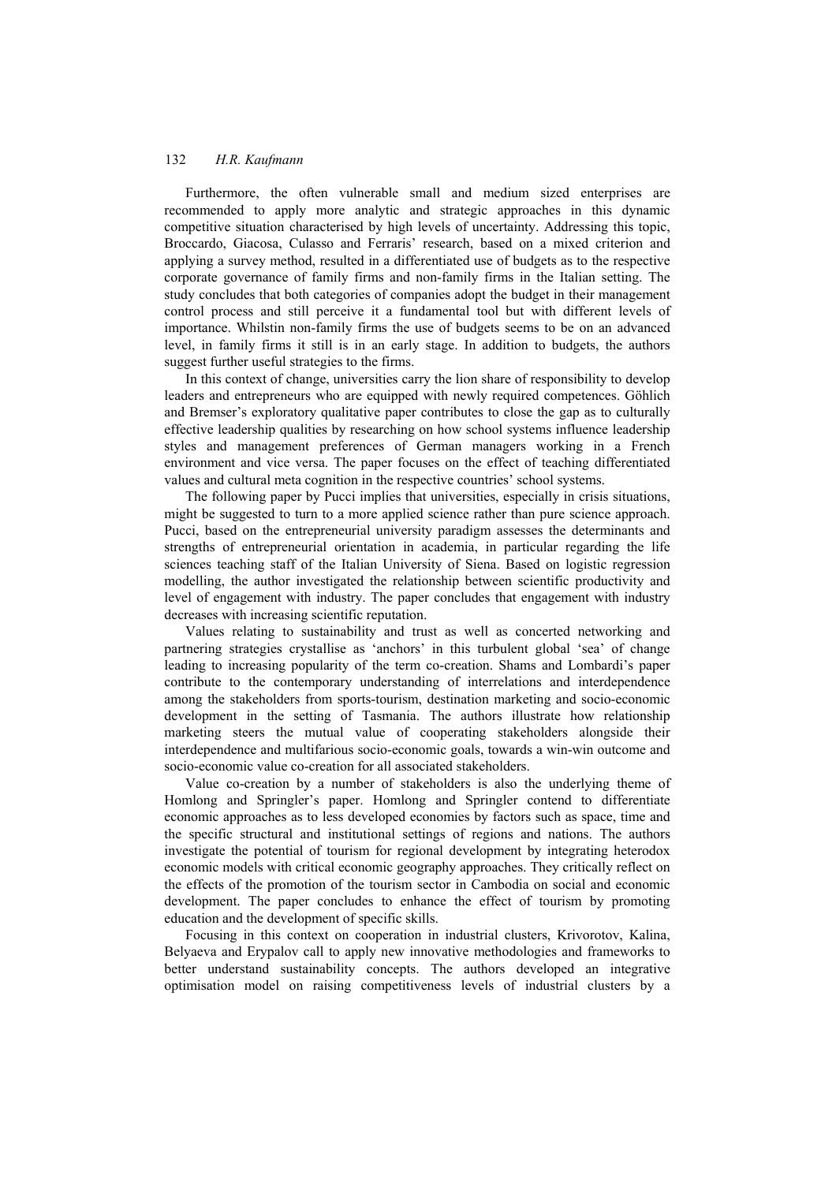Furthermore, the often vulnerable small and medium sized enterprises are recommended to apply more analytic and strategic approaches in this dynamic competitive situation characterised by high levels of uncertainty. Addressing this topic, Broccardo, Giacosa, Culasso and Ferraris' research, based on a mixed criterion and applying a survey method, resulted in a differentiated use of budgets as to the respective corporate governance of family firms and non-family firms in the Italian setting. The study concludes that both categories of companies adopt the budget in their management control process and still perceive it a fundamental tool but with different levels of importance. Whilstin non-family firms the use of budgets seems to be on an advanced level, in family firms it still is in an early stage. In addition to budgets, the authors suggest further useful strategies to the firms.

In this context of change, universities carry the lion share of responsibility to develop leaders and entrepreneurs who are equipped with newly required competences. Göhlich and Bremser's exploratory qualitative paper contributes to close the gap as to culturally effective leadership qualities by researching on how school systems influence leadership styles and management preferences of German managers working in a French environment and vice versa. The paper focuses on the effect of teaching differentiated values and cultural meta cognition in the respective countries' school systems.

The following paper by Pucci implies that universities, especially in crisis situations, might be suggested to turn to a more applied science rather than pure science approach. Pucci, based on the entrepreneurial university paradigm assesses the determinants and strengths of entrepreneurial orientation in academia, in particular regarding the life sciences teaching staff of the Italian University of Siena. Based on logistic regression modelling, the author investigated the relationship between scientific productivity and level of engagement with industry. The paper concludes that engagement with industry decreases with increasing scientific reputation.

Values relating to sustainability and trust as well as concerted networking and partnering strategies crystallise as 'anchors' in this turbulent global 'sea' of change leading to increasing popularity of the term co-creation. Shams and Lombardi's paper contribute to the contemporary understanding of interrelations and interdependence among the stakeholders from sports-tourism, destination marketing and socio-economic development in the setting of Tasmania. The authors illustrate how relationship marketing steers the mutual value of cooperating stakeholders alongside their interdependence and multifarious socio-economic goals, towards a win-win outcome and socio-economic value co-creation for all associated stakeholders.

Value co-creation by a number of stakeholders is also the underlying theme of Homlong and Springler's paper. Homlong and Springler contend to differentiate economic approaches as to less developed economies by factors such as space, time and the specific structural and institutional settings of regions and nations. The authors investigate the potential of tourism for regional development by integrating heterodox economic models with critical economic geography approaches. They critically reflect on the effects of the promotion of the tourism sector in Cambodia on social and economic development. The paper concludes to enhance the effect of tourism by promoting education and the development of specific skills.

Focusing in this context on cooperation in industrial clusters, Krivorotov, Kalina, Belyaeva and Erypalov call to apply new innovative methodologies and frameworks to better understand sustainability concepts. The authors developed an integrative optimisation model on raising competitiveness levels of industrial clusters by a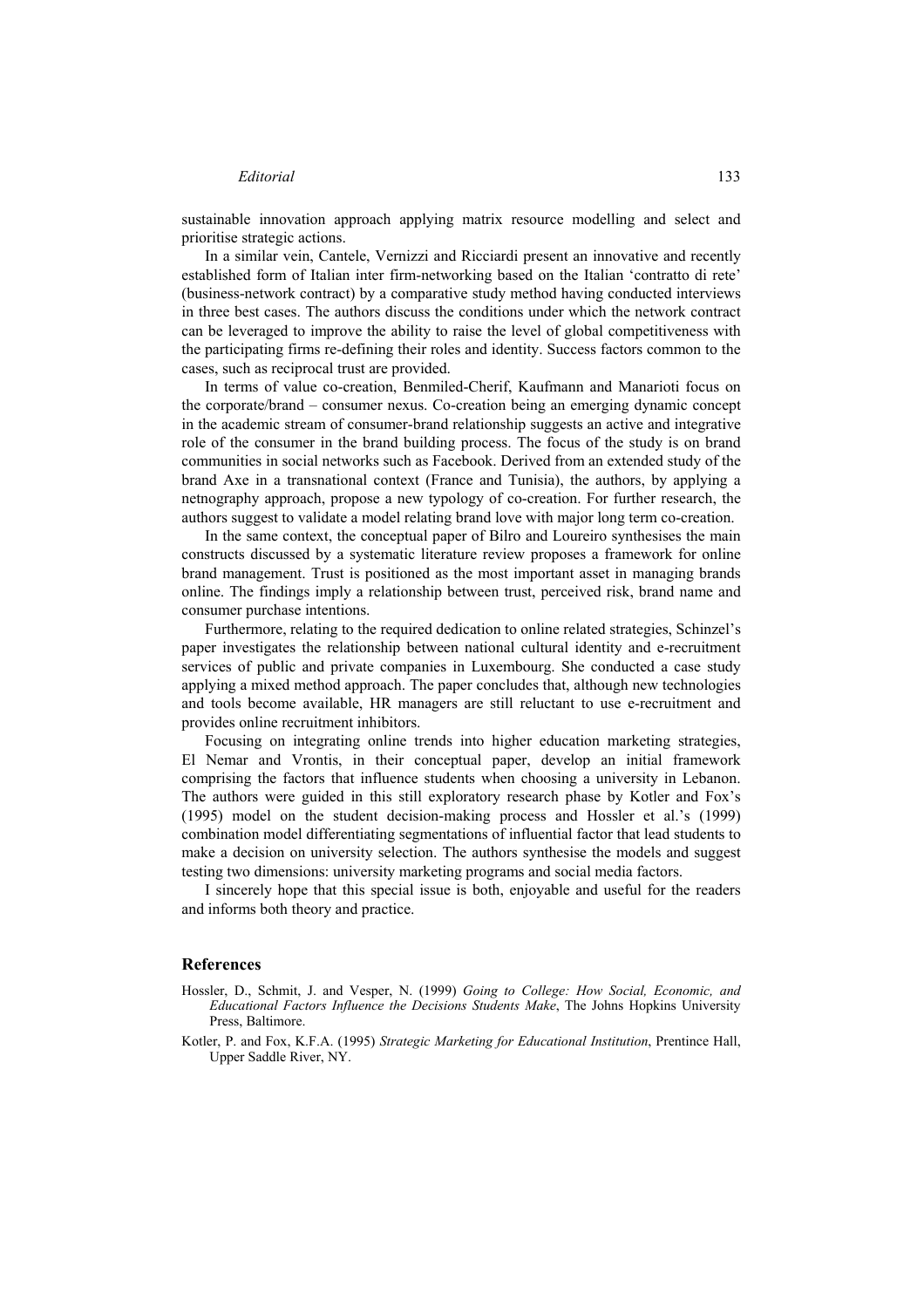sustainable innovation approach applying matrix resource modelling and select and prioritise strategic actions.

In a similar vein, Cantele, Vernizzi and Ricciardi present an innovative and recently established form of Italian inter firm-networking based on the Italian 'contratto di rete' (business-network contract) by a comparative study method having conducted interviews in three best cases. The authors discuss the conditions under which the network contract can be leveraged to improve the ability to raise the level of global competitiveness with the participating firms re-defining their roles and identity. Success factors common to the cases, such as reciprocal trust are provided.

In terms of value co-creation, Benmiled-Cherif, Kaufmann and Manarioti focus on the corporate/brand – consumer nexus. Co-creation being an emerging dynamic concept in the academic stream of consumer-brand relationship suggests an active and integrative role of the consumer in the brand building process. The focus of the study is on brand communities in social networks such as Facebook. Derived from an extended study of the brand Axe in a transnational context (France and Tunisia), the authors, by applying a netnography approach, propose a new typology of co-creation. For further research, the authors suggest to validate a model relating brand love with major long term co-creation.

In the same context, the conceptual paper of Bilro and Loureiro synthesises the main constructs discussed by a systematic literature review proposes a framework for online brand management. Trust is positioned as the most important asset in managing brands online. The findings imply a relationship between trust, perceived risk, brand name and consumer purchase intentions.

Furthermore, relating to the required dedication to online related strategies, Schinzel's paper investigates the relationship between national cultural identity and e-recruitment services of public and private companies in Luxembourg. She conducted a case study applying a mixed method approach. The paper concludes that, although new technologies and tools become available, HR managers are still reluctant to use e-recruitment and provides online recruitment inhibitors.

Focusing on integrating online trends into higher education marketing strategies, El Nemar and Vrontis, in their conceptual paper, develop an initial framework comprising the factors that influence students when choosing a university in Lebanon. The authors were guided in this still exploratory research phase by Kotler and Fox's (1995) model on the student decision-making process and Hossler et al.'s (1999) combination model differentiating segmentations of influential factor that lead students to make a decision on university selection. The authors synthesise the models and suggest testing two dimensions: university marketing programs and social media factors.

I sincerely hope that this special issue is both, enjoyable and useful for the readers and informs both theory and practice.

## References

Hossler, D., Schmit, J. and Vesper, N. (1999) *Going to College: How Social, Economic, and Educational Factors Influence the Decisions Students Make*, The Johns Hopkins University Press, Baltimore.

Kotler, P. and Fox, K.F.A. (1995) *Strategic Marketing for Educational Institution*, Prentince Hall, Upper Saddle River, NY.